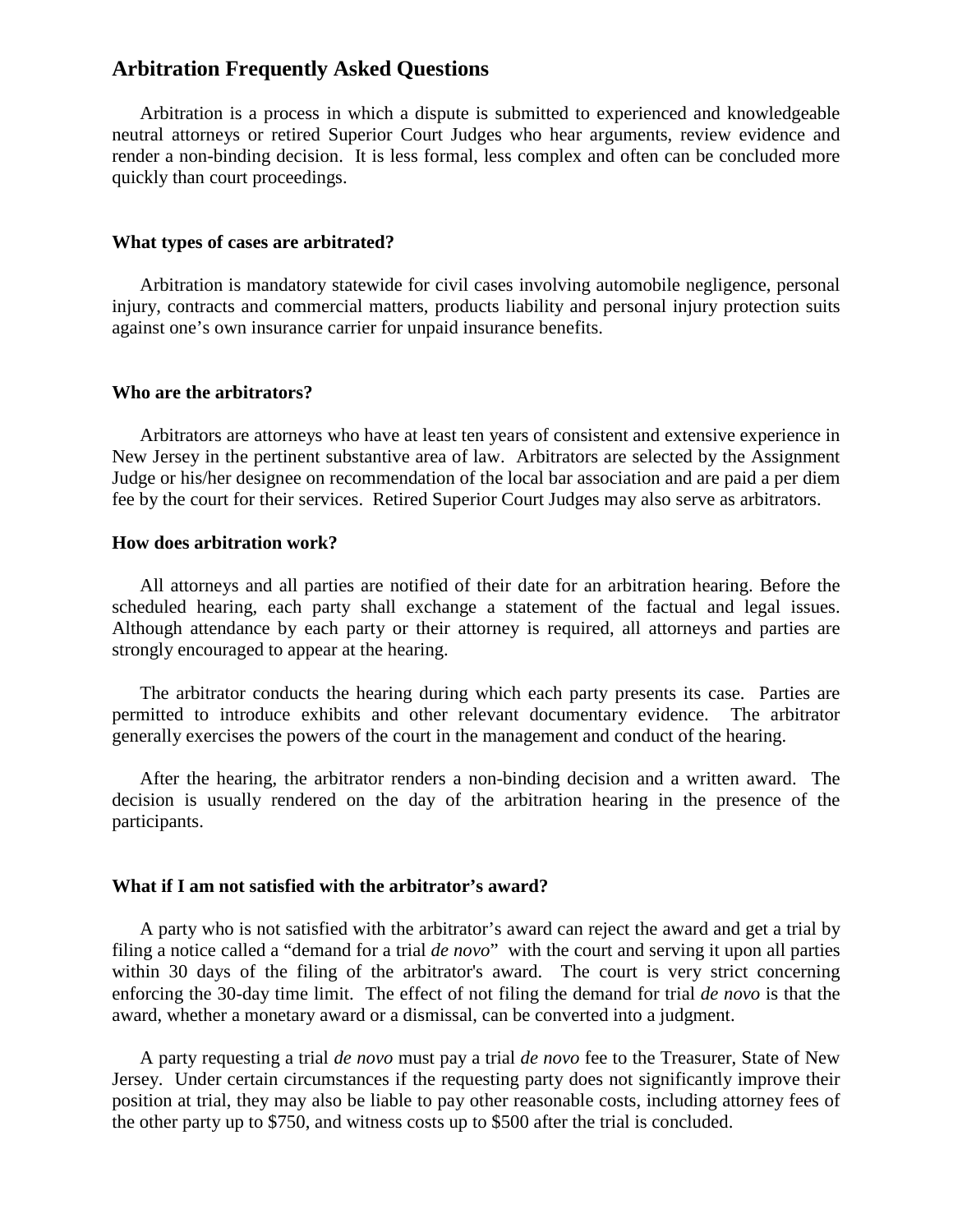# Arbitration Frequently Asked Questions

Arbitration is a process in which a dispute is submitted to experienced and knowledgeable neutral attorneys or retired Superior Court Judges who hear arguments, review evidence and render a non-binding decision. It is less formal, less complex and often can be concluded more quickly than court proceedings.

### What types of cases are arbitrated?

Arbitration is mandatory statewide for civil cases involving automobile negligence, personal injury, contracts and commercial matters, products liability and personal injury protection suits against one's own insurance carrier for unpaid insurance benefits.

### Who are the arbitrators?

Arbitrators are attorneys who have at least ten years of consistent and extensive experience in New Jersey in the pertinent substantive area of law. Arbitrators are selected by the Assignment Judge or his/her designee on recommendation of the local bar association and are paid a per diem fee by the court for their services. Retired Superior Court Judges may also serve as arbitrators.

### How does arbitration work?

All attorneys and all parties are notified of their date for an arbitration hearing. Before the scheduled hearing, each party shall exchange a statement of the factual and legal issues. Although attendance by each party or their attorney is required, all attorneys and parties are strongly encouraged to appear at the hearing.

The arbitrator conducts the hearing during which each party presents its case. Parties are permitted to introduce exhibits and other relevant documentary evidence. The arbitrator generally exercises the powers of the court in the management and conduct of the hearing.

After the hearing, the arbitrator renders a non-binding decision and a written award. The decision is usually rendered on the day of the arbitration hearing in the presence of the participants.

### What if I am not satisfied with the arbitrator's award?

A party who is not satisfied with the arbitrator's award can reject the award and get a trial by filing a notice called a "demand for a trial *de novo*" with the court and serving it upon all parties within 30 days of the filing of the arbitrator's award. The court is very strict concerning enforcing the 30-day time limit. The effect of not filing the demand for trial *de novo* is that the award, whether a monetary award or a dismissal, can be converted into a judgment.

A party requesting a trial *de novo* must pay a trial *de novo* fee to the Treasurer, State of New Jersey. Under certain circumstances if the requesting party does not significantly improve their position at trial, they may also be liable to pay other reasonable costs, including attorney fees of the other party up to $750, and witness costs up to $500 after the trial is concluded.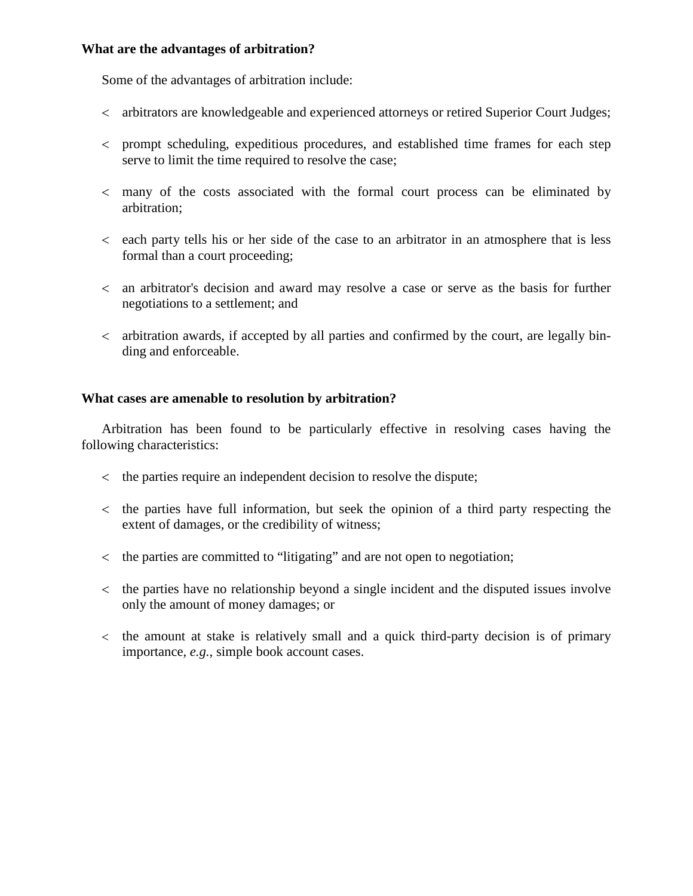**What are the advantages of arbitration?**

Some of the advantages of arbitration include:

- arbitrators are knowledgeable and experienced attorneys or retired Superior Court Judges;
- prompt scheduling, expeditious procedures, and established time frames for each step serve to limit the time required to resolve the case;
- many of the costs associated with the formal court process can be eliminated by arbitration;
- each party tells his or her side of the case to an arbitrator in an atmosphere that is less formal than a court proceeding;
- an arbitrator's decision and award may resolve a case or serve as the basis for further negotiations to a settlement; and
- arbitration awards, if accepted by all parties and confirmed by the court, are legally binding and enforceable.

**What cases are amenable to resolution by arbitration?**

Arbitration has been found to be particularly effective in resolving cases having the following characteristics:

- the parties require an independent decision to resolve the dispute;
- the parties have full information, but seek the opinion of a third party respecting the extent of damages, or the credibility of witness;
- the parties are committed to "litigating" and are not open to negotiation;
- the parties have no relationship beyond a single incident and the disputed issues involve only the amount of money damages; or
- the amount at stake is relatively small and a quick third-party decision is of primary importance, *e.g.*, simple book account cases.